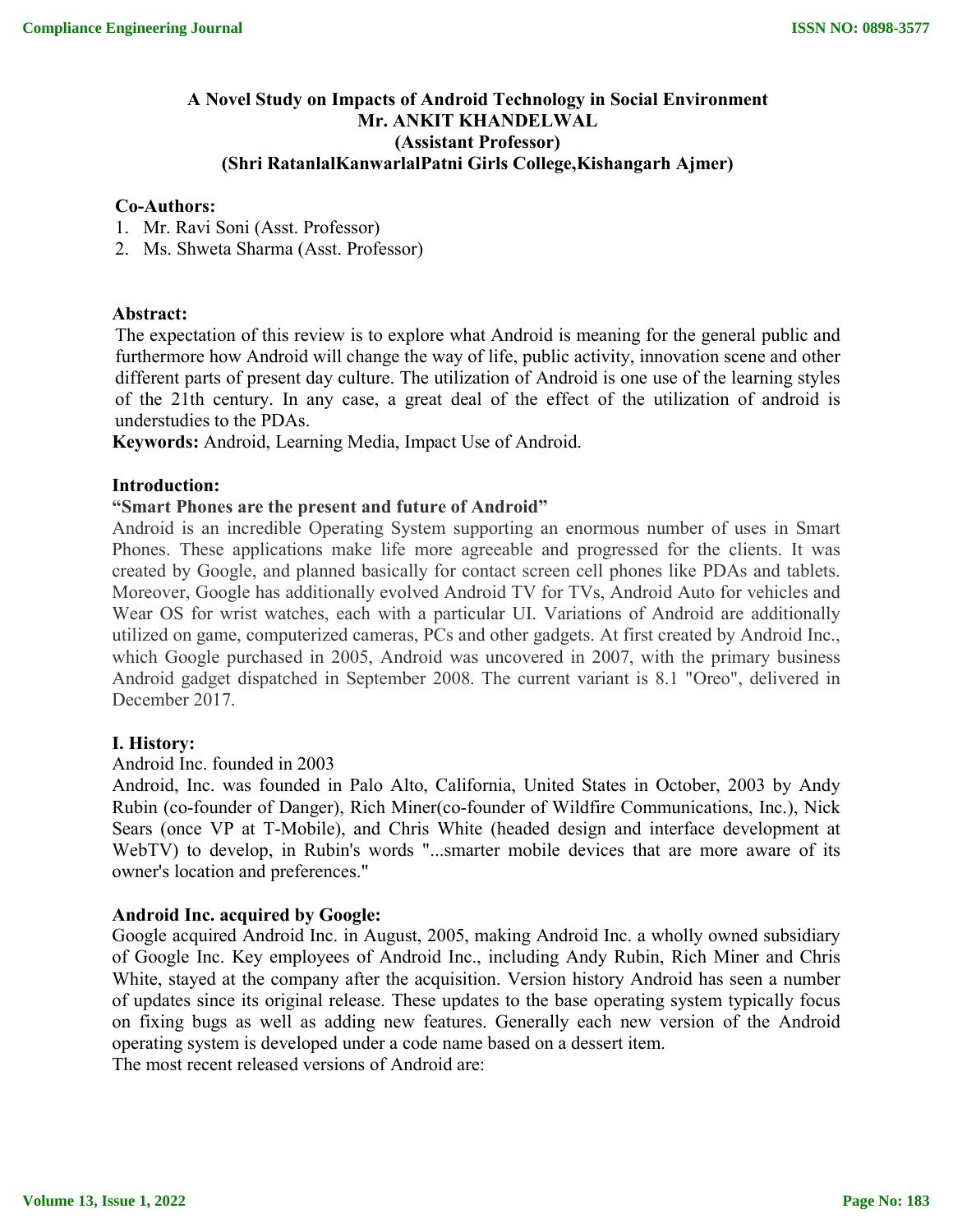# A Novel Study on Impacts of Android Technology in Social Environment

**Mr. ANKIT KHANDELWAL**
**(Assistant Professor)**
**(Shri RatanlalKanwarlalPatni Girls College,Kishangarh Ajmer)**

**Co-Authors:**

1. Mr. Ravi Soni (Asst. Professor)
2. Ms. Shweta Sharma (Asst. Professor)

**Abstract:**

The expectation of this review is to explore what Android is meaning for the general public and furthermore how Android will change the way of life, public activity, innovation scene and other different parts of present day culture. The utilization of Android is one use of the learning styles of the 21th century. In any case, a great deal of the effect of the utilization of android is understudies to the PDAs.

**Keywords:** Android, Learning Media, Impact Use of Android.

## Introduction:

**"Smart Phones are the present and future of Android"**

Android is an incredible Operating System supporting an enormous number of uses in Smart Phones. These applications make life more agreeable and progressed for the clients. It was created by Google, and planned basically for contact screen cell phones like PDAs and tablets. Moreover, Google has additionally evolved Android TV for TVs, Android Auto for vehicles and Wear OS for wrist watches, each with a particular UI. Variations of Android are additionally utilized on game, computerized cameras, PCs and other gadgets. At first created by Android Inc., which Google purchased in 2005, Android was uncovered in 2007, with the primary business Android gadget dispatched in September 2008. The current variant is 8.1 "Oreo", delivered in December 2017.

## I. History:

Android Inc. founded in 2003

Android, Inc. was founded in Palo Alto, California, United States in October, 2003 by Andy Rubin (co-founder of Danger), Rich Miner(co-founder of Wildfire Communications, Inc.), Nick Sears (once VP at T-Mobile), and Chris White (headed design and interface development at WebTV) to develop, in Rubin's words "...smarter mobile devices that are more aware of its owner's location and preferences."

**Android Inc. acquired by Google:**

Google acquired Android Inc. in August, 2005, making Android Inc. a wholly owned subsidiary of Google Inc. Key employees of Android Inc., including Andy Rubin, Rich Miner and Chris White, stayed at the company after the acquisition. Version history Android has seen a number of updates since its original release. These updates to the base operating system typically focus on fixing bugs as well as adding new features. Generally each new version of the Android operating system is developed under a code name based on a dessert item.

The most recent released versions of Android are: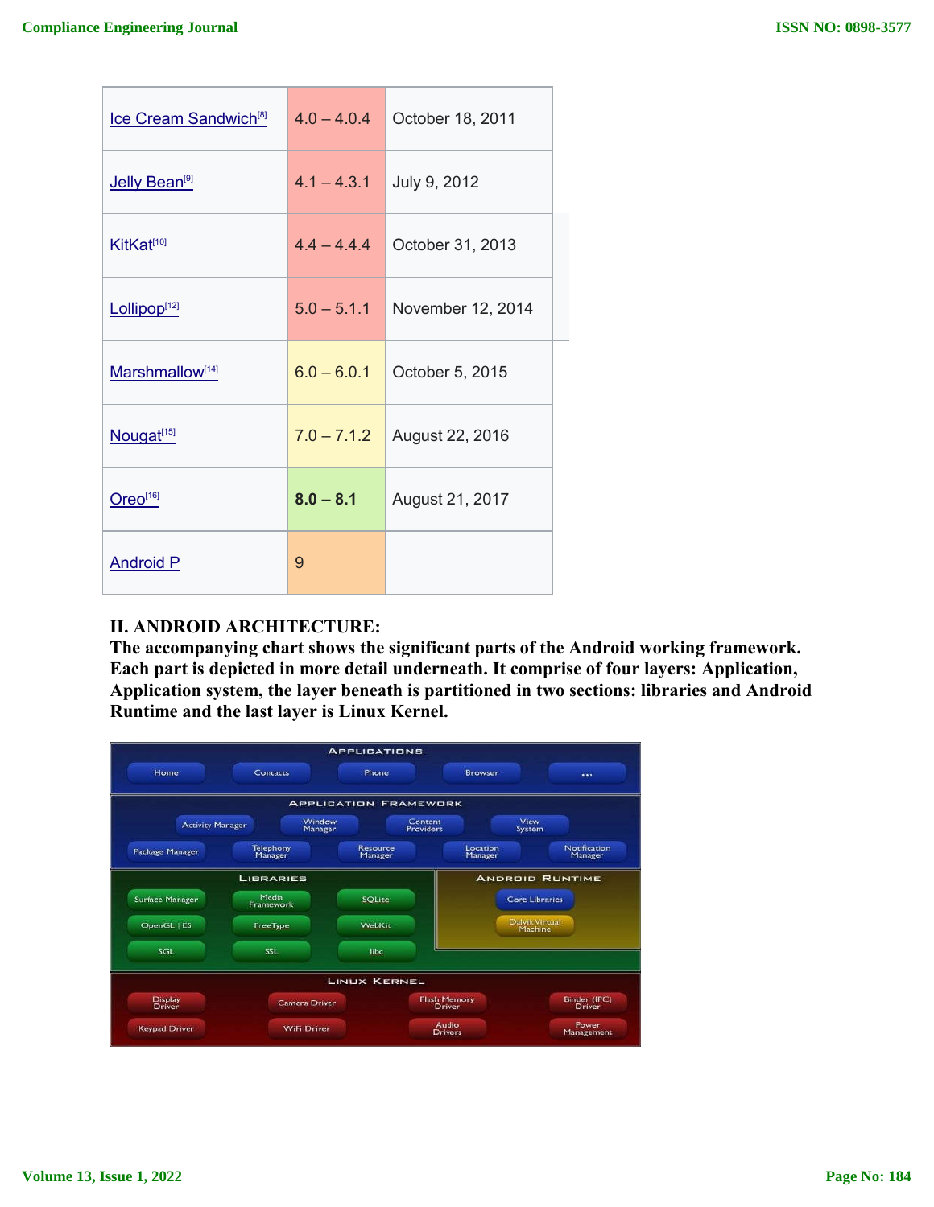| Ice Cream Sandwich[8] | 4.0 – 4.0.4 | October 18, 2011 |
|---|---|---|
| Jelly Bean[9] | 4.1 – 4.3.1 | July 9, 2012 |
| KitKat[10] | 4.4 – 4.4.4 | October 31, 2013 |
| Lollipop[12] | 5.0 – 5.1.1 | November 12, 2014 |
| Marshmallow[14] | 6.0 – 6.0.1 | October 5, 2015 |
| Nougat[15] | 7.0 – 7.1.2 | August 22, 2016 |
| Oreo[16] | **8.0 – 8.1** | August 21, 2017 |
| Android P | 9 | |

## II. ANDROID ARCHITECTURE:

**The accompanying chart shows the significant parts of the Android working framework. Each part is depicted in more detail underneath. It comprise of four layers: Application, Application system, the layer beneath is partitioned in two sections: libraries and Android Runtime and the last layer is Linux Kernel.**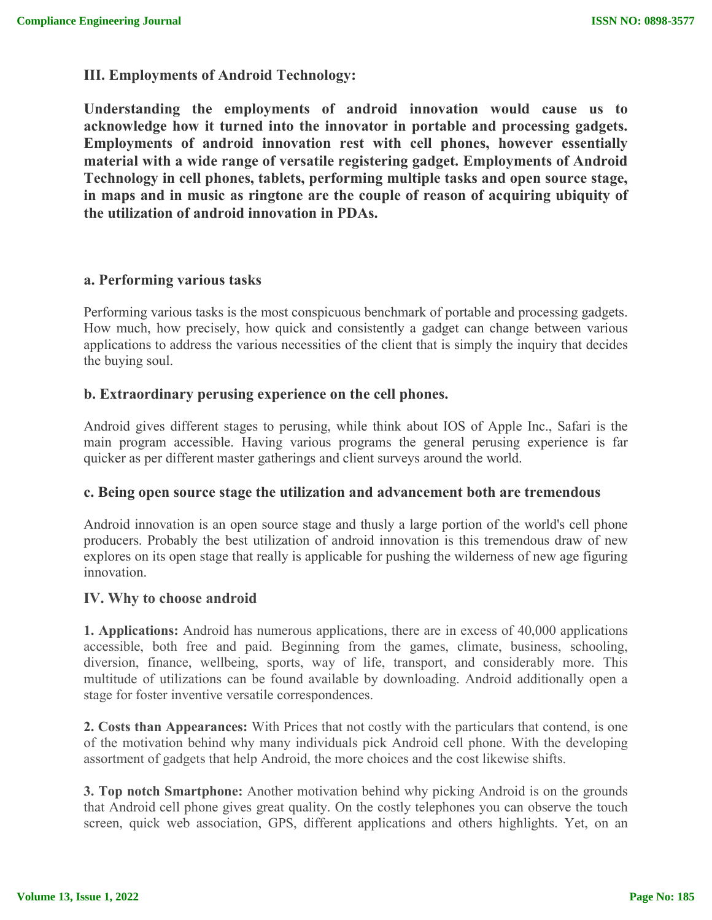## III. Employments of Android Technology:

**Understanding the employments of android innovation would cause us to acknowledge how it turned into the innovator in portable and processing gadgets. Employments of android innovation rest with cell phones, however essentially material with a wide range of versatile registering gadget. Employments of Android Technology in cell phones, tablets, performing multiple tasks and open source stage, in maps and in music as ringtone are the couple of reason of acquiring ubiquity of the utilization of android innovation in PDAs.**

### a. Performing various tasks

Performing various tasks is the most conspicuous benchmark of portable and processing gadgets. How much, how precisely, how quick and consistently a gadget can change between various applications to address the various necessities of the client that is simply the inquiry that decides the buying soul.

### b. Extraordinary perusing experience on the cell phones.

Android gives different stages to perusing, while think about IOS of Apple Inc., Safari is the main program accessible. Having various programs the general perusing experience is far quicker as per different master gatherings and client surveys around the world.

### c. Being open source stage the utilization and advancement both are tremendous

Android innovation is an open source stage and thusly a large portion of the world's cell phone producers. Probably the best utilization of android innovation is this tremendous draw of new explores on its open stage that really is applicable for pushing the wilderness of new age figuring innovation.

## IV. Why to choose android

**1. Applications:** Android has numerous applications, there are in excess of 40,000 applications accessible, both free and paid. Beginning from the games, climate, business, schooling, diversion, finance, wellbeing, sports, way of life, transport, and considerably more. This multitude of utilizations can be found available by downloading. Android additionally open a stage for foster inventive versatile correspondences.

**2. Costs than Appearances:** With Prices that not costly with the particulars that contend, is one of the motivation behind why many individuals pick Android cell phone. With the developing assortment of gadgets that help Android, the more choices and the cost likewise shifts.

**3. Top notch Smartphone:** Another motivation behind why picking Android is on the grounds that Android cell phone gives great quality. On the costly telephones you can observe the touch screen, quick web association, GPS, different applications and others highlights. Yet, on an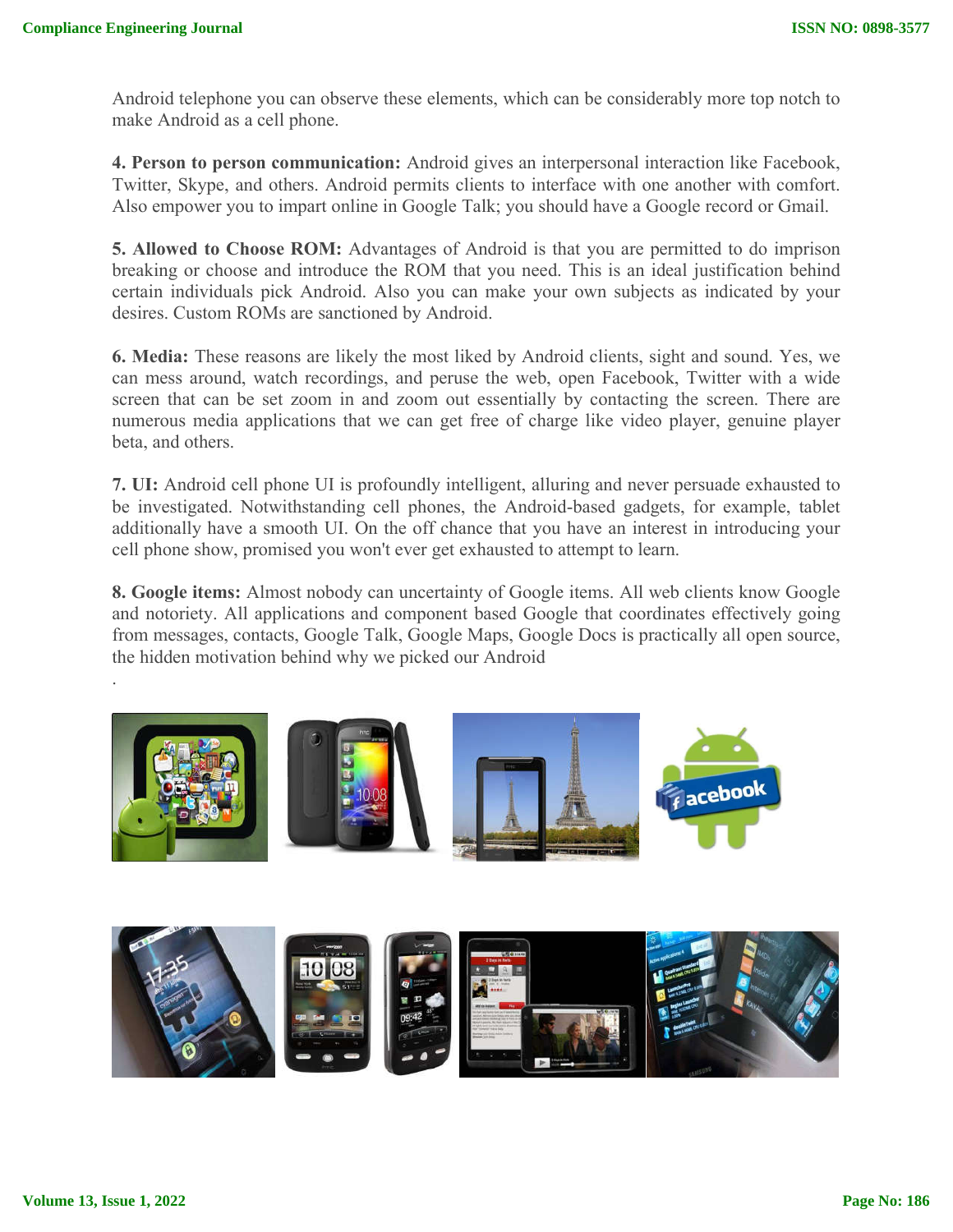Android telephone you can observe these elements, which can be considerably more top notch to make Android as a cell phone.

**4. Person to person communication:** Android gives an interpersonal interaction like Facebook, Twitter, Skype, and others. Android permits clients to interface with one another with comfort. Also empower you to impart online in Google Talk; you should have a Google record or Gmail.

**5. Allowed to Choose ROM:** Advantages of Android is that you are permitted to do imprison breaking or choose and introduce the ROM that you need. This is an ideal justification behind certain individuals pick Android. Also you can make your own subjects as indicated by your desires. Custom ROMs are sanctioned by Android.

**6. Media:** These reasons are likely the most liked by Android clients, sight and sound. Yes, we can mess around, watch recordings, and peruse the web, open Facebook, Twitter with a wide screen that can be set zoom in and zoom out essentially by contacting the screen. There are numerous media applications that we can get free of charge like video player, genuine player beta, and others.

**7. UI:** Android cell phone UI is profoundly intelligent, alluring and never persuade exhausted to be investigated. Notwithstanding cell phones, the Android-based gadgets, for example, tablet additionally have a smooth UI. On the off chance that you have an interest in introducing your cell phone show, promised you won't ever get exhausted to attempt to learn.

**8. Google items:** Almost nobody can uncertainty of Google items. All web clients know Google and notoriety. All applications and component based Google that coordinates effectively going from messages, contacts, Google Talk, Google Maps, Google Docs is practically all open source, the hidden motivation behind why we picked our Android

.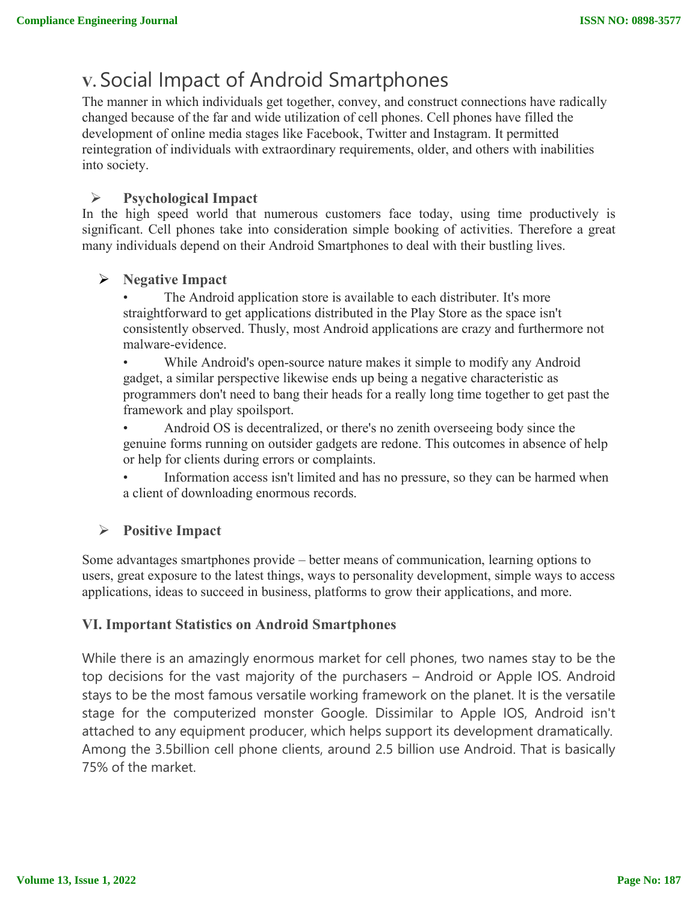## V. Social Impact of Android Smartphones

The manner in which individuals get together, convey, and construct connections have radically changed because of the far and wide utilization of cell phones. Cell phones have filled the development of online media stages like Facebook, Twitter and Instagram. It permitted reintegration of individuals with extraordinary requirements, older, and others with inabilities into society.

### Psychological Impact

In the high speed world that numerous customers face today, using time productively is significant. Cell phones take into consideration simple booking of activities. Therefore a great many individuals depend on their Android Smartphones to deal with their bustling lives.

### Negative Impact

- The Android application store is available to each distributer. It's more straightforward to get applications distributed in the Play Store as the space isn't consistently observed. Thusly, most Android applications are crazy and furthermore not malware-evidence.
- While Android's open-source nature makes it simple to modify any Android gadget, a similar perspective likewise ends up being a negative characteristic as programmers don't need to bang their heads for a really long time together to get past the framework and play spoilsport.
- Android OS is decentralized, or there's no zenith overseeing body since the genuine forms running on outsider gadgets are redone. This outcomes in absence of help or help for clients during errors or complaints.
- Information access isn't limited and has no pressure, so they can be harmed when a client of downloading enormous records.

### Positive Impact

Some advantages smartphones provide – better means of communication, learning options to users, great exposure to the latest things, ways to personality development, simple ways to access applications, ideas to succeed in business, platforms to grow their applications, and more.

## VI. Important Statistics on Android Smartphones

While there is an amazingly enormous market for cell phones, two names stay to be the top decisions for the vast majority of the purchasers – Android or Apple IOS. Android stays to be the most famous versatile working framework on the planet. It is the versatile stage for the computerized monster Google. Dissimilar to Apple IOS, Android isn't attached to any equipment producer, which helps support its development dramatically. Among the 3.5billion cell phone clients, around 2.5 billion use Android. That is basically 75% of the market.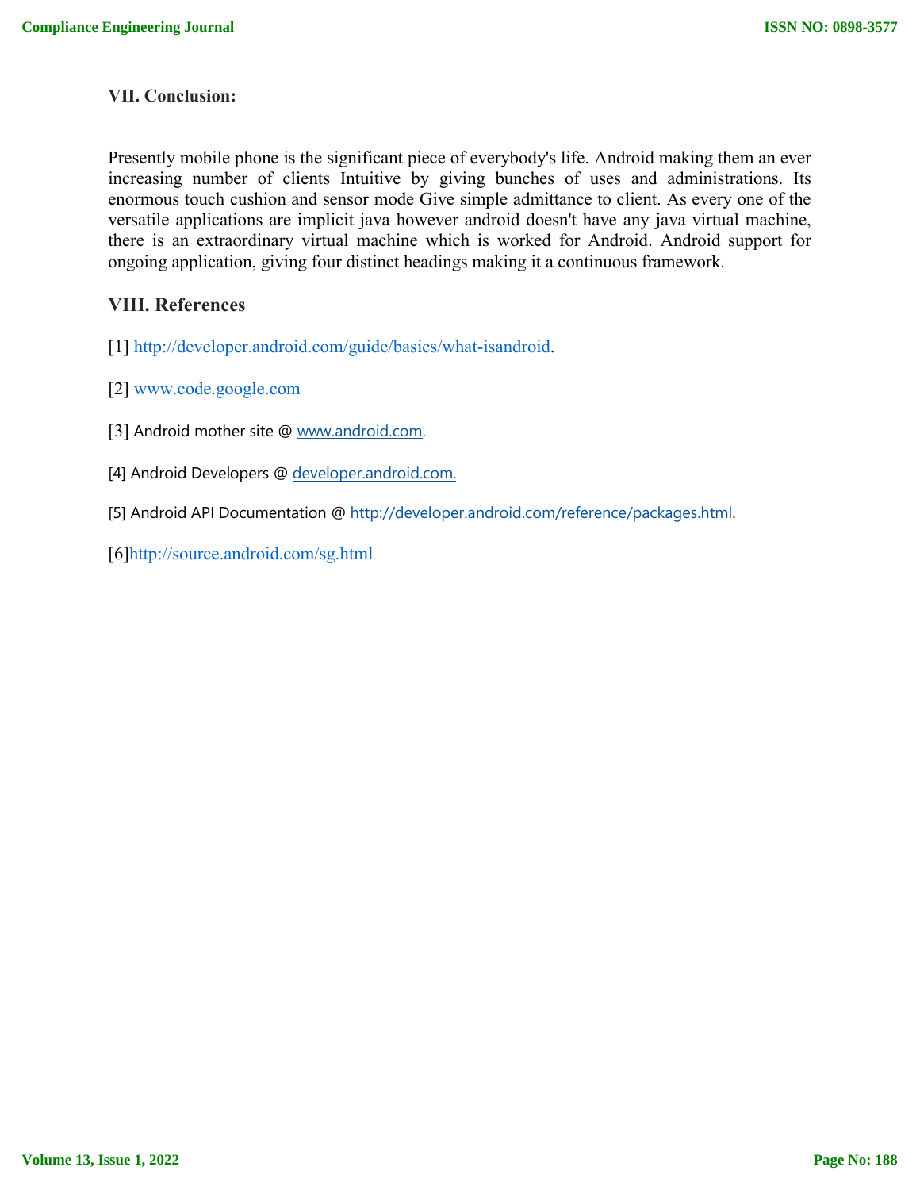## VII. Conclusion:

Presently mobile phone is the significant piece of everybody's life. Android making them an ever increasing number of clients Intuitive by giving bunches of uses and administrations. Its enormous touch cushion and sensor mode Give simple admittance to client. As every one of the versatile applications are implicit java however android doesn't have any java virtual machine, there is an extraordinary virtual machine which is worked for Android. Android support for ongoing application, giving four distinct headings making it a continuous framework.

## VIII. References

[1] http://developer.android.com/guide/basics/what-isandroid.

[2] www.code.google.com

[3] Android mother site @ www.android.com.

[4] Android Developers @ developer.android.com.

[5] Android API Documentation @ http://developer.android.com/reference/packages.html.

[6]http://source.android.com/sg.html